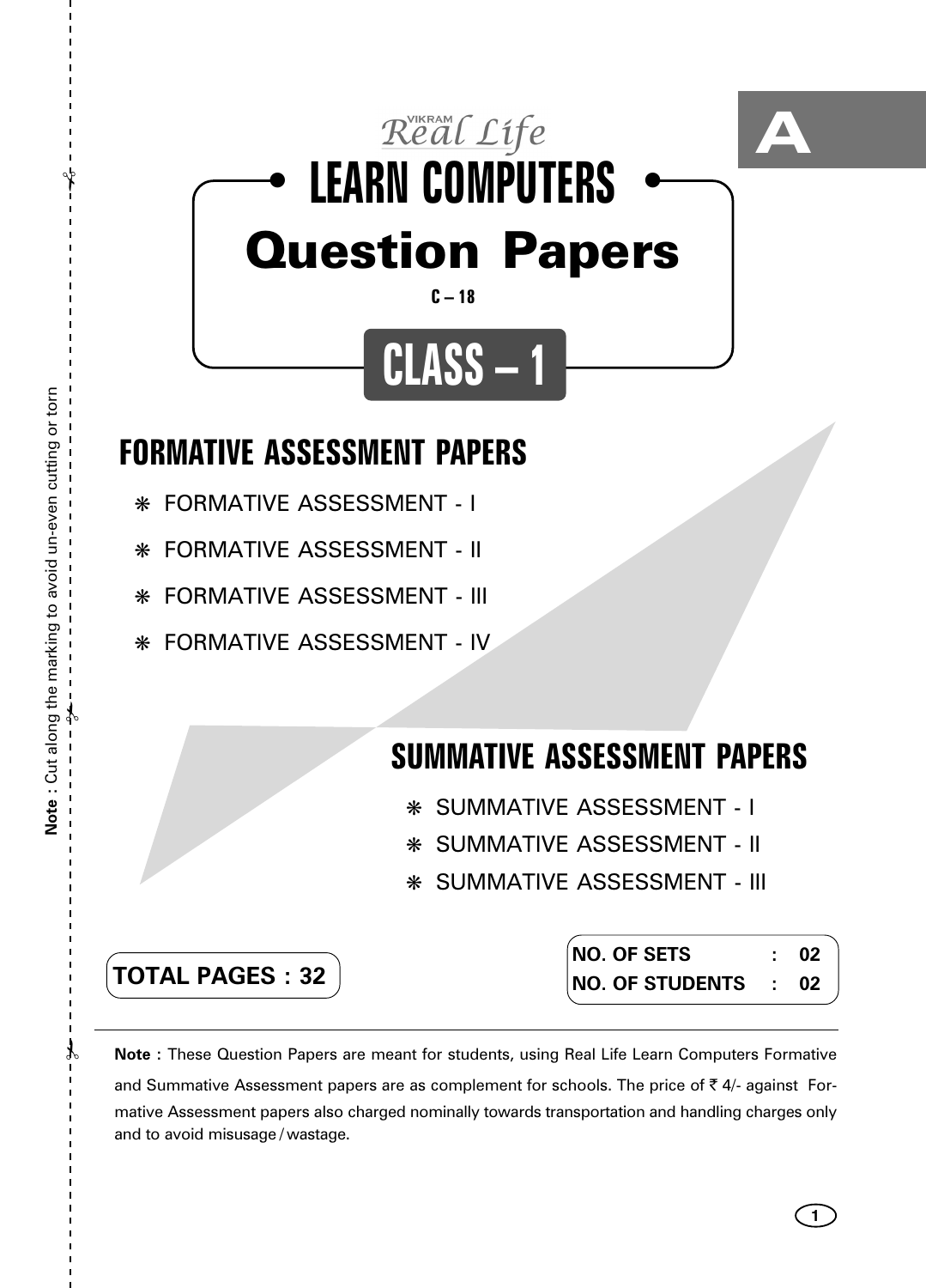A

VIKRAM Real Life

# LEARN COMPUTERS

# Question Papers

C – 18

## CLASS – 1

## FORMATIVE ASSESSMENT PAPERS

- FORMATIVE ASSESSMENT - I
- FORMATIVE ASSESSMENT - II
- FORMATIVE ASSESSMENT - III
- FORMATIVE ASSESSMENT - IV

## SUMMATIVE ASSESSMENT PAPERS

- SUMMATIVE ASSESSMENT - I
- SUMMATIVE ASSESSMENT - II
- SUMMATIVE ASSESSMENT - III

**TOTAL PAGES : 32**

| NO. OF SETS | : | 02 |
|---|---|---|
| NO. OF STUDENTS | : | 02 |

**Note :** These Question Papers are meant for students, using Real Life Learn Computers Formative and Summative Assessment papers are as complement for schools. The price of ₹ 4/- against Formative Assessment papers also charged nominally towards transportation and handling charges only and to avoid misusage / wastage.

**Note** : Cut along the marking to avoid un-even cutting or torn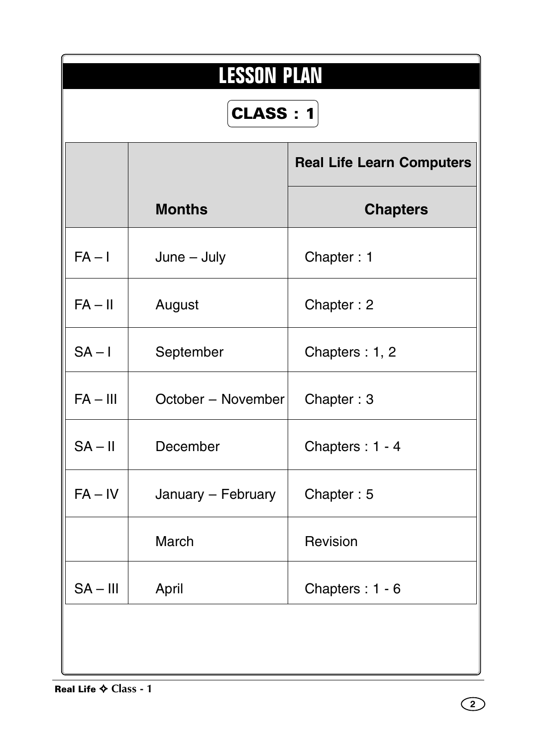# LESSON PLAN

## CLASS : 1

| | | Real Life Learn Computers |
|---|---|---|
| | **Months** | **Chapters** |
| FA – I | June – July | Chapter : 1 |
| FA – II | August | Chapter : 2 |
| SA – I | September | Chapters : 1, 2 |
| FA – III | October – November | Chapter : 3 |
| SA – II | December | Chapters : 1 - 4 |
| FA – IV | January – February | Chapter : 5 |
| | March | Revision |
| SA – III | April | Chapters : 1 - 6 |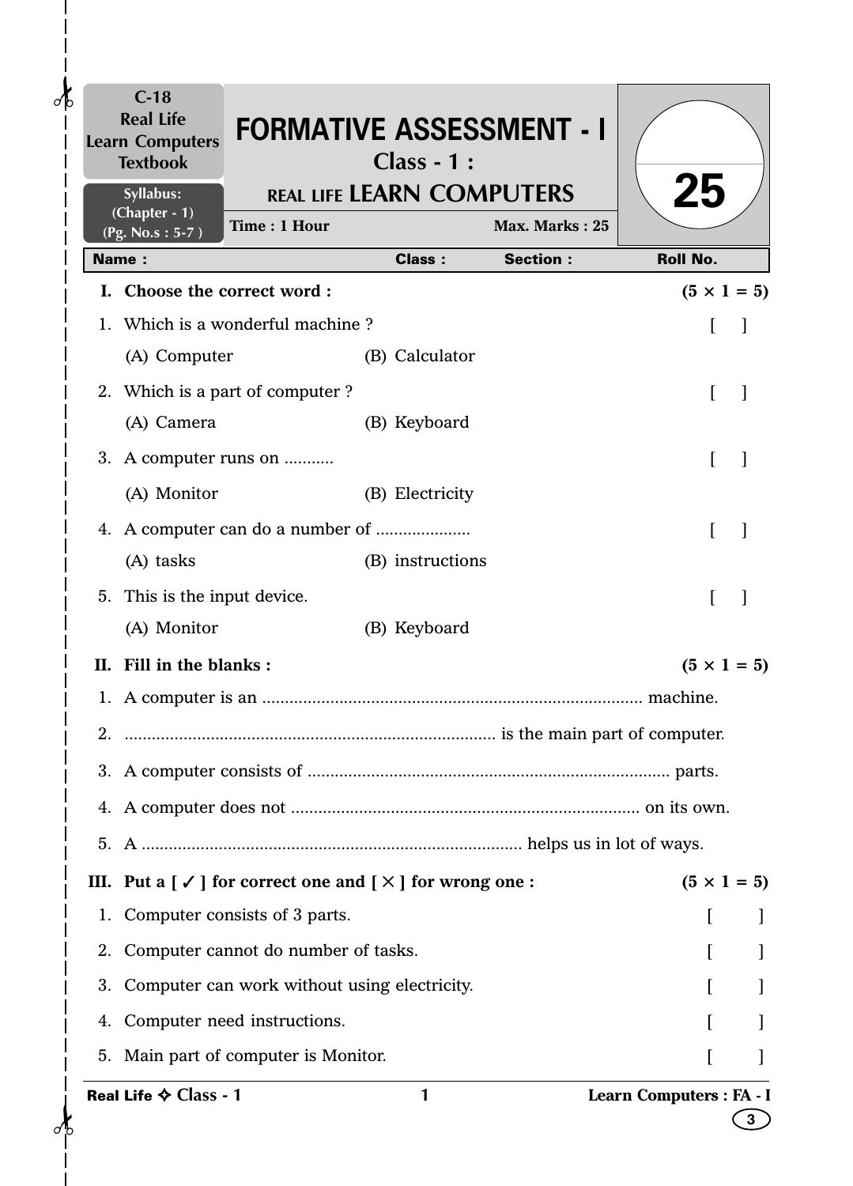C-18
Real Life
Learn Computers
Textbook

Syllabus:
(Chapter - 1)
(Pg. No.s : 5-7 )

# FORMATIVE ASSESSMENT - I

## Class - 1 :

## REAL LIFE LEARN COMPUTERS

**Time : 1 Hour** **Max. Marks : 25**

25

| Name : | Class : | Section : | Roll No. |
|---|---|---|---|

**I. Choose the correct word :** **(5 × 1 = 5)**

1. Which is a wonderful machine ? [ ]
   (A) Computer (B) Calculator
2. Which is a part of computer ? [ ]
   (A) Camera (B) Keyboard
3. A computer runs on ........... [ ]
   (A) Monitor (B) Electricity
4. A computer can do a number of .................... [ ]
   (A) tasks (B) instructions
5. This is the input device. [ ]
   (A) Monitor (B) Keyboard

**II. Fill in the blanks :** **(5 × 1 = 5)**

1. A computer is an .................................................................................. machine.
2. ................................................................................ is the main part of computer.
3. A computer consists of ............................................................................... parts.
4. A computer does not ............................................................................ on its own.
5. A .................................................................................. helps us in lot of ways.

**III. Put a [ ✓ ] for correct one and [ × ] for wrong one :** **(5 × 1 = 5)**

1. Computer consists of 3 parts. [ ]
2. Computer cannot do number of tasks. [ ]
3. Computer can work without using electricity. [ ]
4. Computer need instructions. [ ]
5. Main part of computer is Monitor. [ ]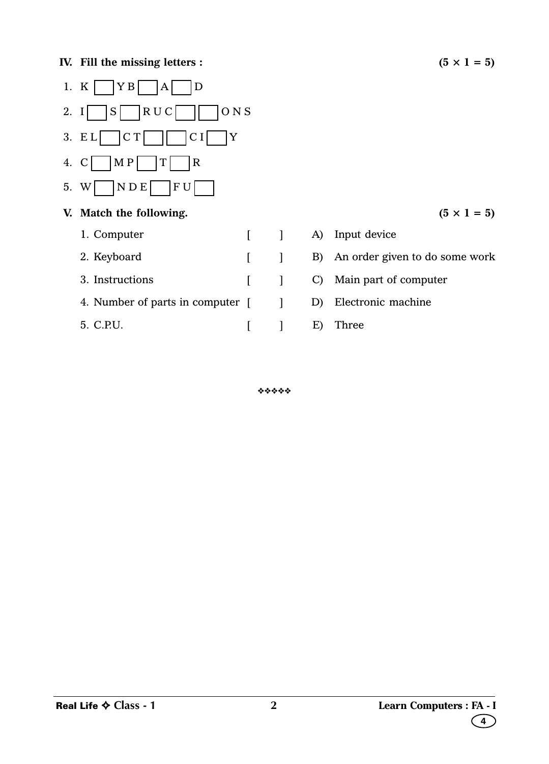**IV. Fill the missing letters :** **(5 × 1 = 5)**

1. K [ ] Y B [ ] A [ ] D
2. I [ ] S [ ] R U C [ ] [ ] O N S
3. E L [ ] C T [ ] [ ] C I [ ] Y
4. C [ ] M P [ ] T [ ] R
5. W [ ] N D E [ ] F U [ ]

**V. Match the following.** **(5 × 1 = 5)**

| | | | |
|---|---|---|---|
| 1. Computer | [ ] | A) | Input device |
| 2. Keyboard | [ ] | B) | An order given to do some work |
| 3. Instructions | [ ] | C) | Main part of computer |
| 4. Number of parts in computer | [ ] | D) | Electronic machine |
| 5. C.P.U. | [ ] | E) | Three |

❖❖❖❖❖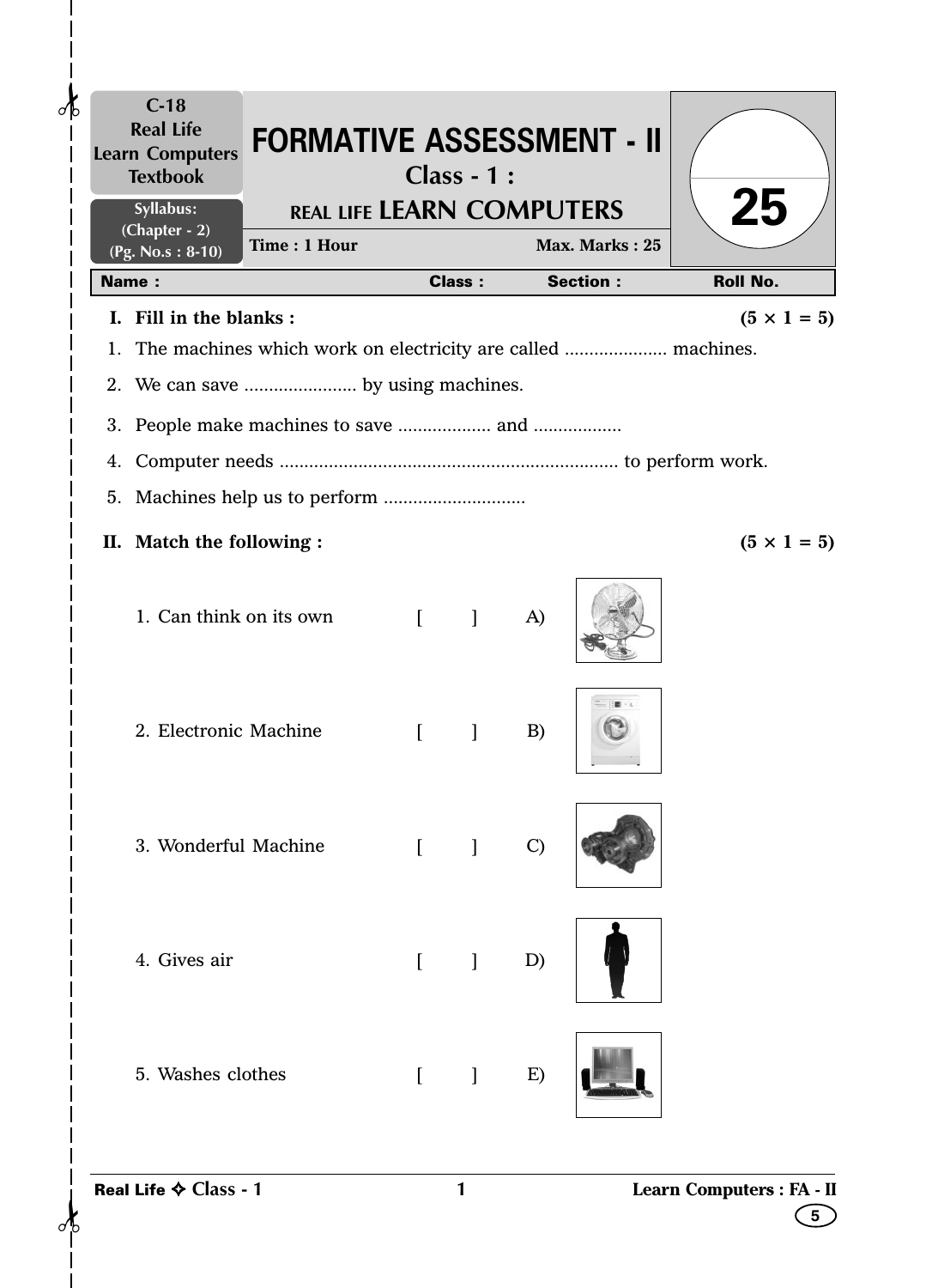C-18
Real Life
Learn Computers
Textbook

Syllabus:
(Chapter - 2)
(Pg. No.s : 8-10)

# FORMATIVE ASSESSMENT - II

## Class - 1 :

## REAL LIFE LEARN COMPUTERS

**Time : 1 Hour** **Max. Marks : 25**

25

| Name : | Class : | Section : | Roll No. |
|---|---|---|---|

**I. Fill in the blanks :** **(5 × 1 = 5)**

1. The machines which work on electricity are called ..................... machines.
2. We can save ....................... by using machines.
3. People make machines to save ................... and ..................
4. Computer needs ..................................................................... to perform work.
5. Machines help us to perform ............................

**II. Match the following :** **(5 × 1 = 5)**

| | | | |
|---|---|---|---|
| 1. Can think on its own | [ ] | A) | |
| 2. Electronic Machine | [ ] | B) | |
| 3. Wonderful Machine | [ ] | C) | |
| 4. Gives air | [ ] | D) | |
| 5. Washes clothes | [ ] | E) | |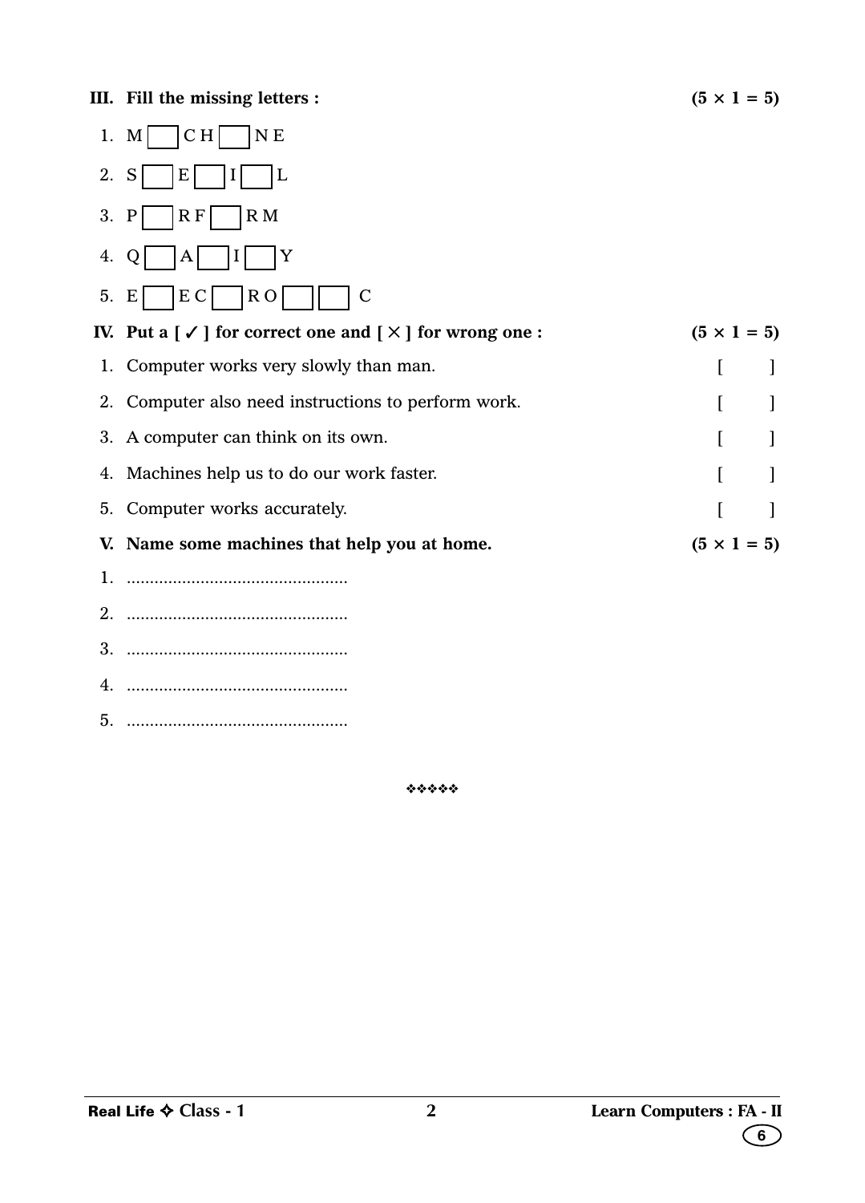**III. Fill the missing letters :** **(5 × 1 = 5)**

1. M [ ] C H [ ] N E
2. S [ ] E [ ] I [ ] L
3. P [ ] R F [ ] R M
4. Q [ ] A [ ] I [ ] Y
5. E [ ] E C [ ] R O [ ] [ ] C

**IV. Put a [ ✓ ] for correct one and [ × ] for wrong one :** **(5 × 1 = 5)**

1. Computer works very slowly than man. [ ]
2. Computer also need instructions to perform work. [ ]
3. A computer can think on its own. [ ]
4. Machines help us to do our work faster. [ ]
5. Computer works accurately. [ ]

**V. Name some machines that help you at home.** **(5 × 1 = 5)**

1. ...............................................
2. ...............................................
3. ...............................................
4. ...............................................
5. ...............................................

❖❖❖❖❖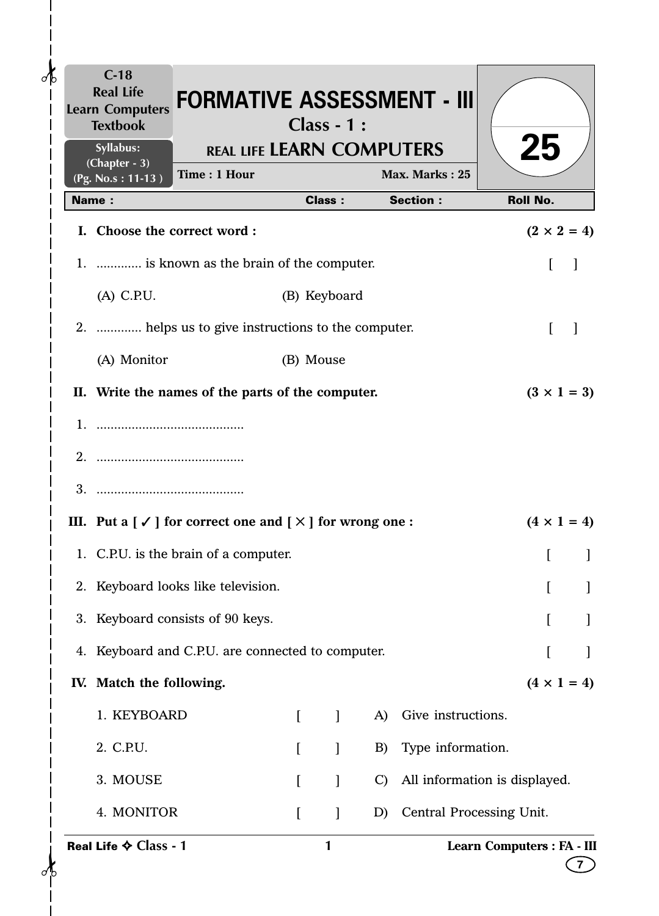C-18
Real Life
Learn Computers
Textbook

Syllabus:
(Chapter - 3)
(Pg. No.s : 11-13 )

# FORMATIVE ASSESSMENT - III

## Class - 1 :

## REAL LIFE LEARN COMPUTERS

**Time : 1 Hour** **Max. Marks : 25**

**25**

| Name : | Class : | Section : | Roll No. |
|---|---|---|---|

**I. Choose the correct word :** **(2 × 2 = 4)**

1. ............ is known as the brain of the computer. [ ]

   (A) C.P.U. (B) Keyboard

2. ............ helps us to give instructions to the computer. [ ]

   (A) Monitor (B) Mouse

**II. Write the names of the parts of the computer.** **(3 × 1 = 3)**

1. ..........................................
2. ..........................................
3. ..........................................

**III. Put a [ ✓ ] for correct one and [ × ] for wrong one :** **(4 × 1 = 4)**

1. C.P.U. is the brain of a computer. [ ]
2. Keyboard looks like television. [ ]
3. Keyboard consists of 90 keys. [ ]
4. Keyboard and C.P.U. are connected to computer. [ ]

**IV. Match the following.** **(4 × 1 = 4)**

| | | | |
|---|---|---|---|
| 1. KEYBOARD | [ ] | A) | Give instructions. |
| 2. C.P.U. | [ ] | B) | Type information. |
| 3. MOUSE | [ ] | C) | All information is displayed. |
| 4. MONITOR | [ ] | D) | Central Processing Unit. |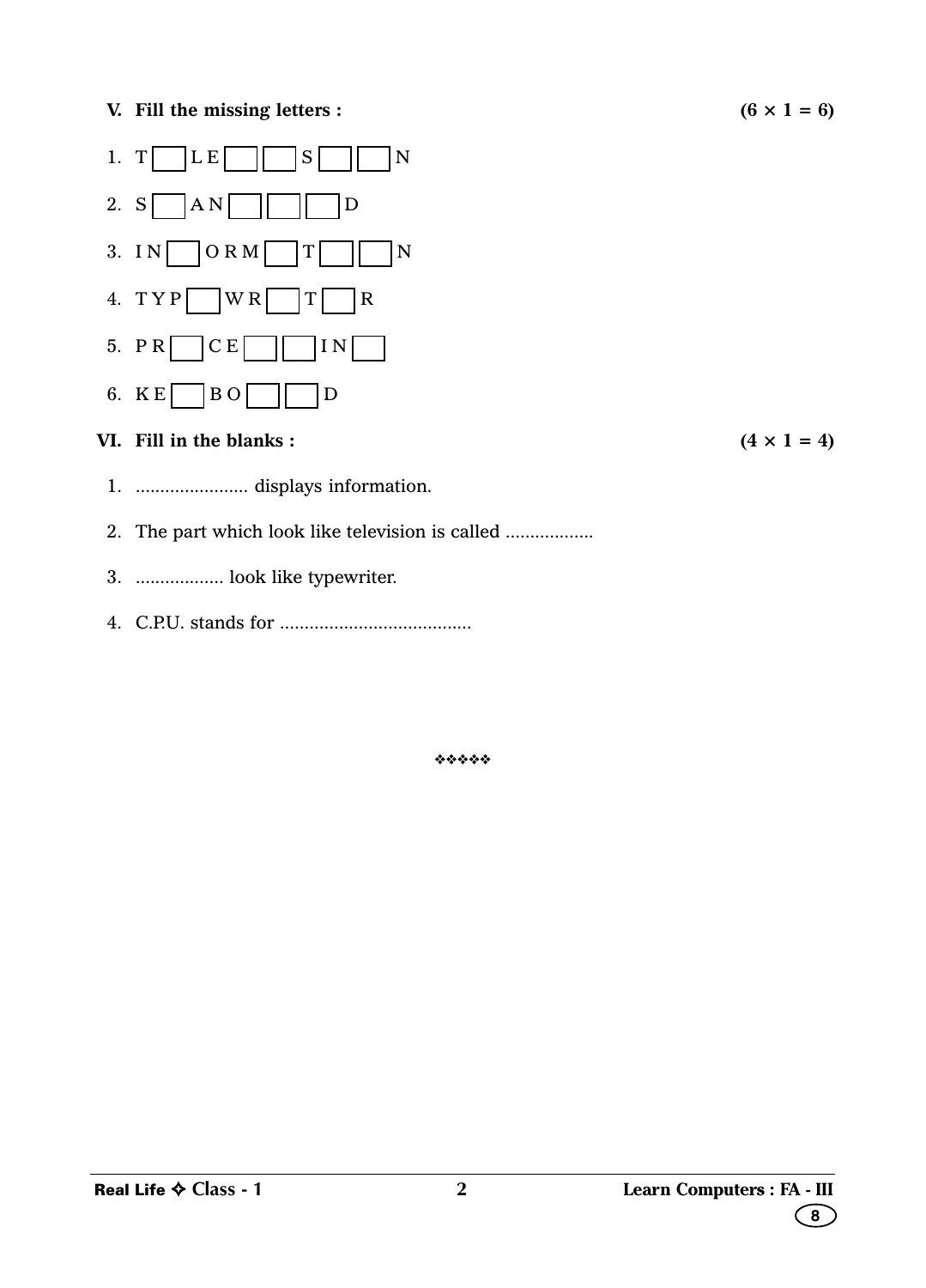**V. Fill the missing letters :** **(6 × 1 = 6)**

1. T [ ] L E [ ] [ ] S [ ] [ ] N
2. S [ ] A N [ ] [ ] [ ] D
3. I N [ ] O R M [ ] T [ ] [ ] N
4. T Y P [ ] W R [ ] T [ ] R
5. P R [ ] C E [ ] [ ] I N [ ]
6. K E [ ] B O [ ] [ ] D

**VI. Fill in the blanks :** **(4 × 1 = 4)**

1. ....................... displays information.
2. The part which look like television is called ..................
3. .................. look like typewriter.
4. C.P.U. stands for .......................................

❖❖❖❖❖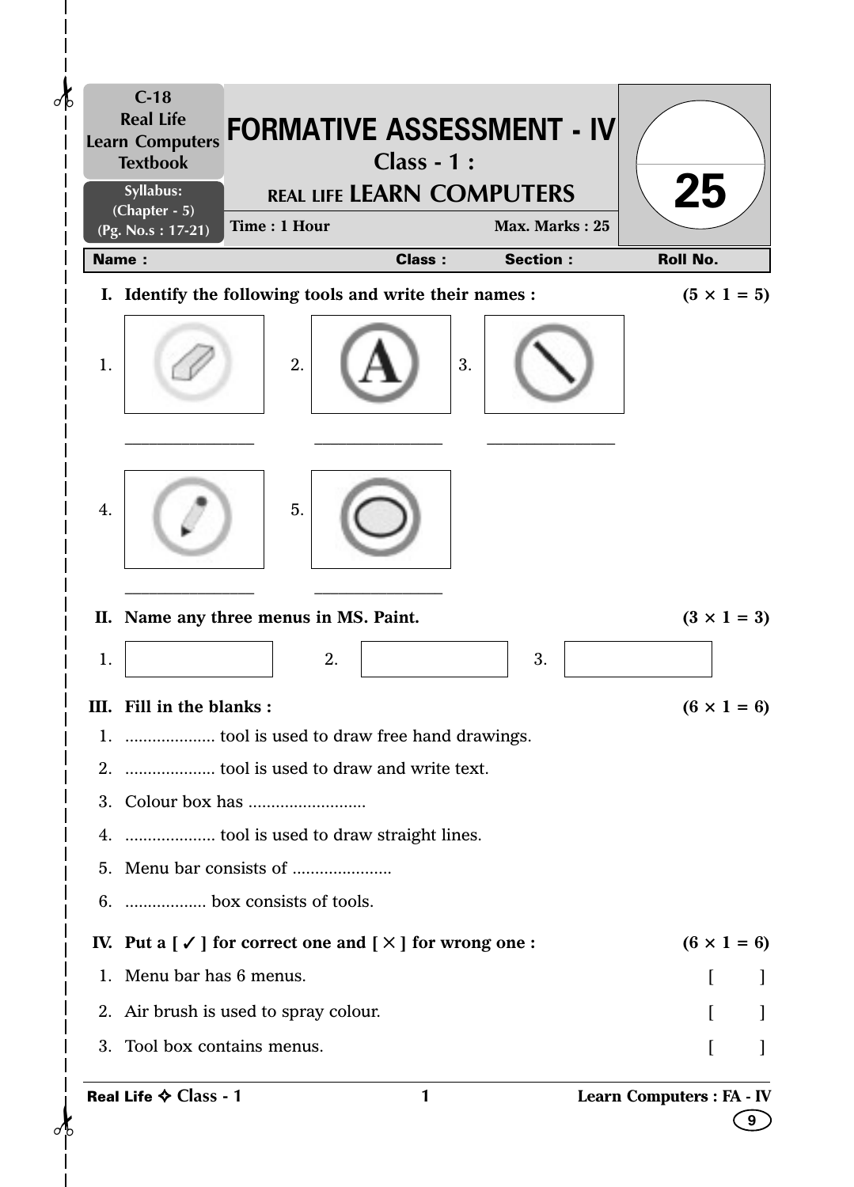| C-18 Real Life Learn Computers Textbook | **FORMATIVE ASSESSMENT - IV** | |
|---|---|---|
| Syllabus: (Chapter - 5) (Pg. No.s : 17-21) | Class - 1 : REAL LIFE LEARN COMPUTERS | 25 |
| | Time : 1 Hour Max. Marks : 25 | |

**Name :** **Class :** **Section :** **Roll No.**

**I. Identify the following tools and write their names :** **(5 × 1 = 5)**

1. _______________
2. _______________
3. _______________
4. _______________
5. _______________

**II. Name any three menus in MS. Paint.** **(3 × 1 = 3)**

1. [ ] 2. [ ] 3. [ ]

**III. Fill in the blanks :** **(6 × 1 = 6)**

1. .................... tool is used to draw free hand drawings.
2. .................... tool is used to draw and write text.
3. Colour box has ..........................
4. .................... tool is used to draw straight lines.
5. Menu bar consists of ......................
6. .................. box consists of tools.

**IV. Put a [ ✓ ] for correct one and [ × ] for wrong one :** **(6 × 1 = 6)**

1. Menu bar has 6 menus. [ ]
2. Air brush is used to spray colour. [ ]
3. Tool box contains menus. [ ]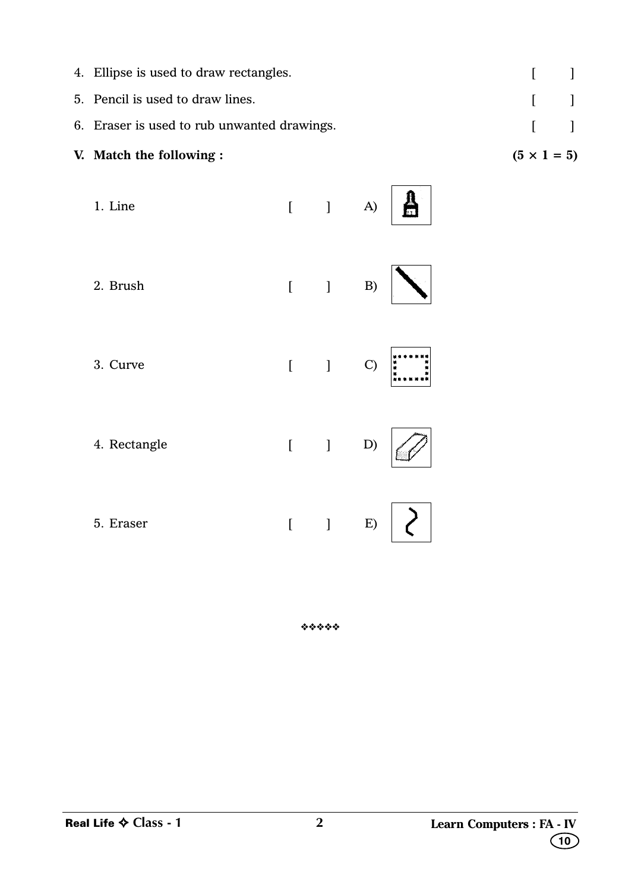4. Ellipse is used to draw rectangles. [ ]
5. Pencil is used to draw lines. [ ]
6. Eraser is used to rub unwanted drawings. [ ]

**V. Match the following :** **(5 × 1 = 5)**

1. Line [ ] A)
2. Brush [ ] B)
3. Curve [ ] C)
4. Rectangle [ ] D)
5. Eraser [ ] E)

❖❖❖❖❖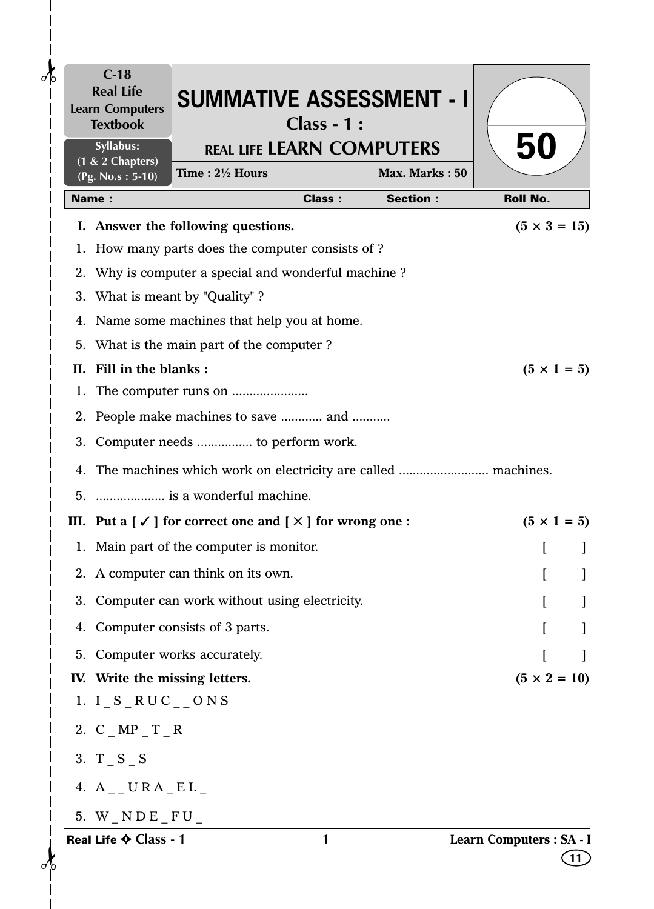C-18
Real Life
Learn Computers
Textbook

Syllabus:
(1 & 2 Chapters)
(Pg. No.s : 5-10)

# SUMMATIVE ASSESSMENT - I

## Class - 1 :

## REAL LIFE LEARN COMPUTERS

**Time : 2½ Hours** | **Max. Marks : 50**

50

| Name : | Class : | Section : | Roll No. |
|---|---|---|---|

**I. Answer the following questions.** **(5 × 3 = 15)**

1. How many parts does the computer consists of ?
2. Why is computer a special and wonderful machine ?
3. What is meant by "Quality" ?
4. Name some machines that help you at home.
5. What is the main part of the computer ?

**II. Fill in the blanks :** **(5 × 1 = 5)**

1. The computer runs on ......................
2. People make machines to save ............ and ...........
3. Computer needs ................ to perform work.
4. The machines which work on electricity are called .......................... machines.
5. .................... is a wonderful machine.

**III. Put a [ ✓ ] for correct one and [ ✕ ] for wrong one :** **(5 × 1 = 5)**

1. Main part of the computer is monitor. [ ]
2. A computer can think on its own. [ ]
3. Computer can work without using electricity. [ ]
4. Computer consists of 3 parts. [ ]
5. Computer works accurately. [ ]

**IV. Write the missing letters.** **(5 × 2 = 10)**

1. I _ S _ R U C _ _ O N S
2. C _ MP _ T _ R
3. T _ S _ S
4. A _ _ U R A _ E L _
5. W _ N D E _ F U _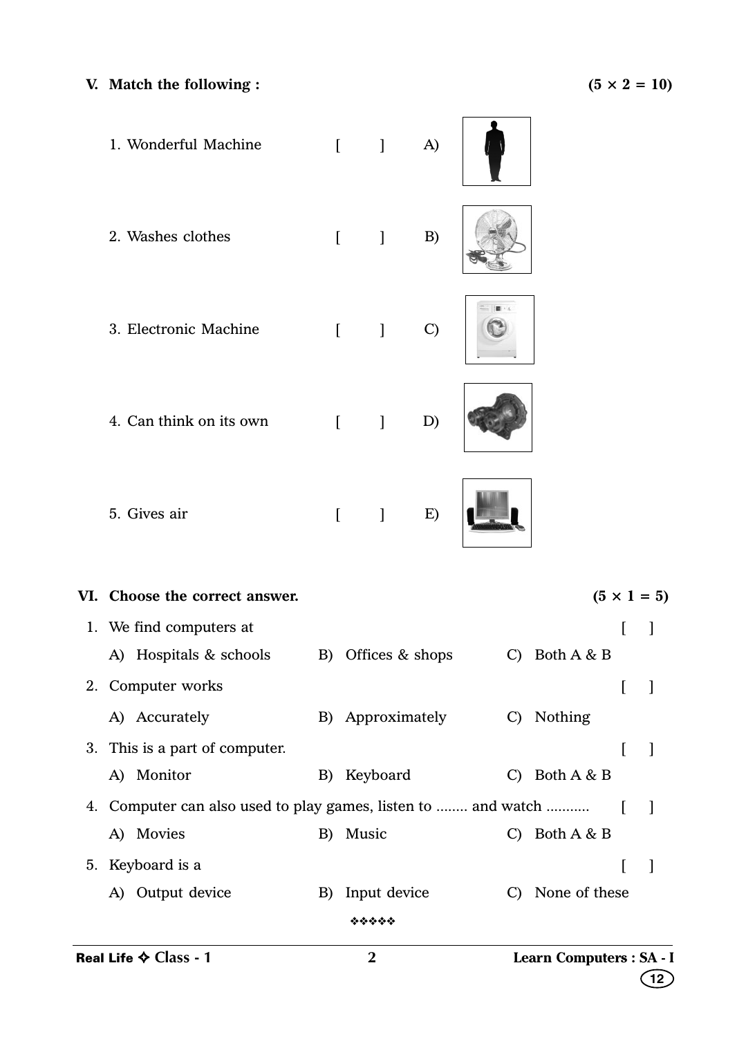**V. Match the following :** **(5 × 2 = 10)**

1. Wonderful Machine [ ] A)
2. Washes clothes [ ] B)
3. Electronic Machine [ ] C)
4. Can think on its own [ ] D)
5. Gives air [ ] E)

**VI. Choose the correct answer.** **(5 × 1 = 5)**

1. We find computers at [ ]
   A) Hospitals & schools B) Offices & shops C) Both A & B
2. Computer works [ ]
   A) Accurately B) Approximately C) Nothing
3. This is a part of computer. [ ]
   A) Monitor B) Keyboard C) Both A & B
4. Computer can also used to play games, listen to ........ and watch ........... [ ]
   A) Movies B) Music C) Both A & B
5. Keyboard is a [ ]
   A) Output device B) Input device C) None of these

❖❖❖❖❖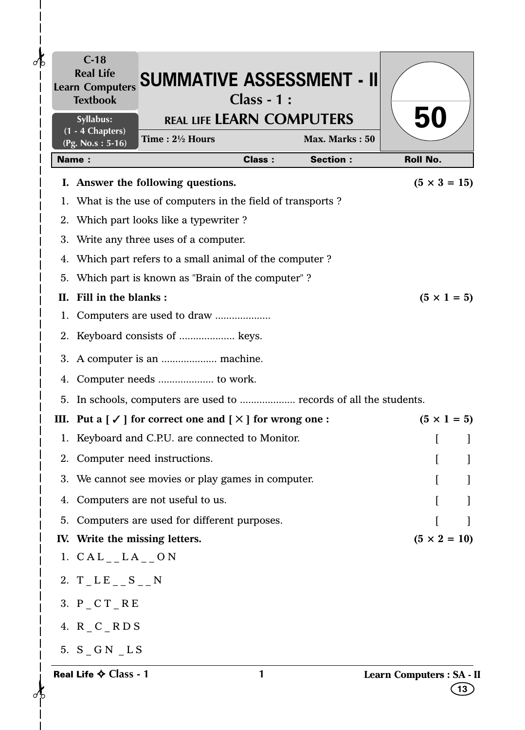C-18
Real Life
Learn Computers
Textbook

Syllabus:
(1 - 4 Chapters)
(Pg. No.s : 5-16)

# SUMMATIVE ASSESSMENT - II

## Class - 1 :

## REAL LIFE LEARN COMPUTERS

Time : 2½ Hours | Max. Marks : 50

50

**Name :** | **Class :** | **Section :** | **Roll No.**

**I. Answer the following questions.** **(5 × 3 = 15)**

1. What is the use of computers in the field of transports ?
2. Which part looks like a typewriter ?
3. Write any three uses of a computer.
4. Which part refers to a small animal of the computer ?
5. Which part is known as "Brain of the computer" ?

**II. Fill in the blanks :** **(5 × 1 = 5)**

1. Computers are used to draw ....................
2. Keyboard consists of .................... keys.
3. A computer is an .................... machine.
4. Computer needs .................... to work.
5. In schools, computers are used to .................... records of all the students.

**III. Put a [ ✓ ] for correct one and [ × ] for wrong one :** **(5 × 1 = 5)**

1. Keyboard and C.P.U. are connected to Monitor. [ ]
2. Computer need instructions. [ ]
3. We cannot see movies or play games in computer. [ ]
4. Computers are not useful to us. [ ]
5. Computers are used for different purposes. [ ]

**IV. Write the missing letters.** **(5 × 2 = 10)**

1. C A L _ _ L A _ _ O N
2. T _ L E _ _ S _ _ N
3. P _ C T _ R E
4. R _ C _ R D S
5. S _ G N _ L S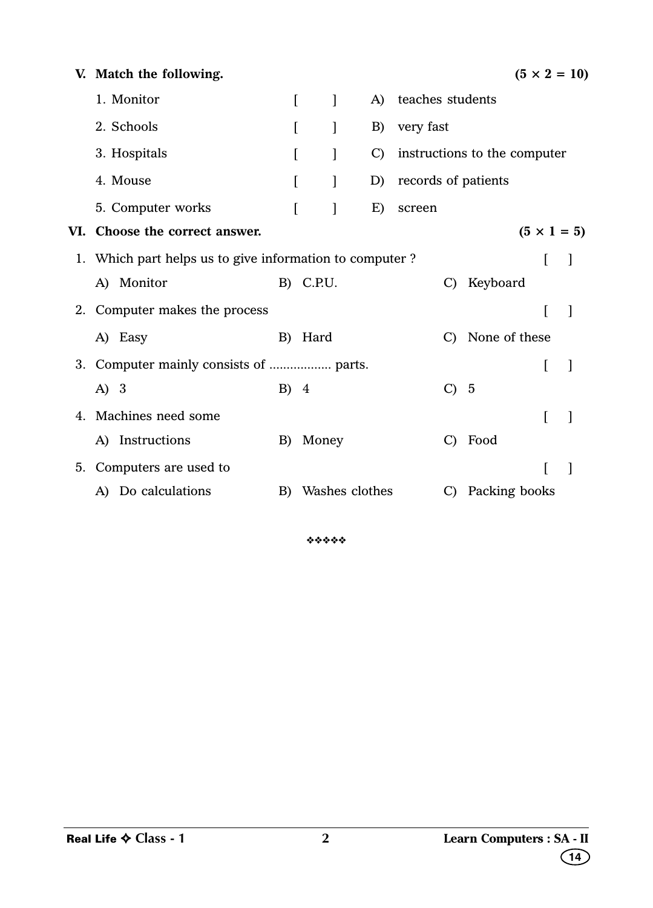**V. Match the following.** **(5 × 2 = 10)**

| | | | |
|---|---|---|---|
| 1. Monitor | [ ] | A) | teaches students |
| 2. Schools | [ ] | B) | very fast |
| 3. Hospitals | [ ] | C) | instructions to the computer |
| 4. Mouse | [ ] | D) | records of patients |
| 5. Computer works | [ ] | E) | screen |

**VI. Choose the correct answer.** **(5 × 1 = 5)**

1. Which part helps us to give information to computer ? [ ]

   A) Monitor  B) C.P.U.  C) Keyboard

2. Computer makes the process [ ]

   A) Easy  B) Hard  C) None of these

3. Computer mainly consists of .................. parts. [ ]

   A) 3  B) 4  C) 5

4. Machines need some [ ]

   A) Instructions  B) Money  C) Food

5. Computers are used to [ ]

   A) Do calculations  B) Washes clothes  C) Packing books

❖❖❖❖❖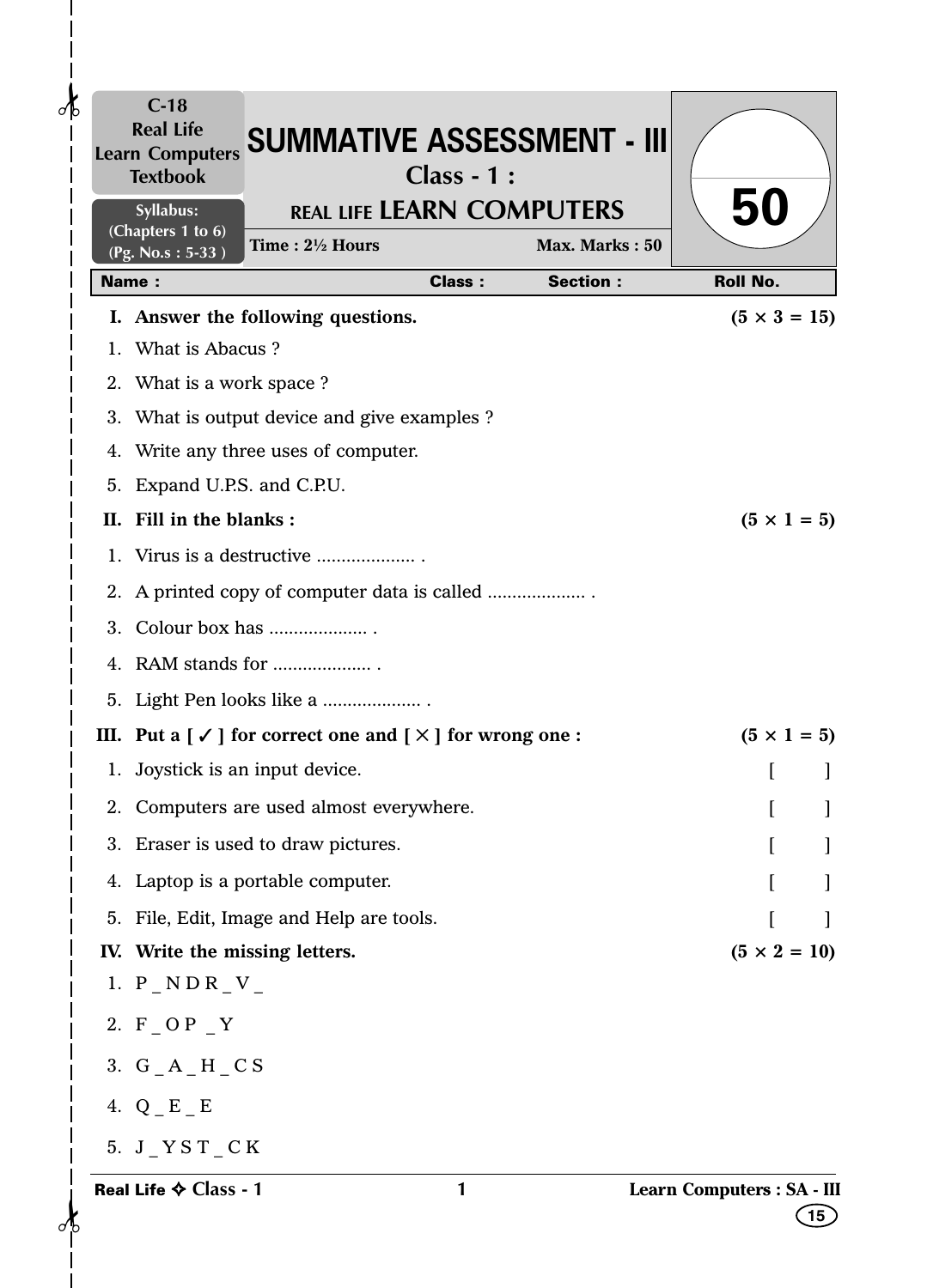C-18
Real Life
Learn Computers
Textbook

Syllabus:
(Chapters 1 to 6)
(Pg. No.s : 5-33 )

# SUMMATIVE ASSESSMENT - III

## Class - 1 :

## REAL LIFE LEARN COMPUTERS

Time : 2½ Hours | Max. Marks : 50

50

**Name :** | **Class :** | **Section :** | **Roll No.**

**I. Answer the following questions.** **(5 × 3 = 15)**

1. What is Abacus ?
2. What is a work space ?
3. What is output device and give examples ?
4. Write any three uses of computer.
5. Expand U.P.S. and C.P.U.

**II. Fill in the blanks :** **(5 × 1 = 5)**

1. Virus is a destructive .................... .
2. A printed copy of computer data is called .................... .
3. Colour box has .................... .
4. RAM stands for .................... .
5. Light Pen looks like a .................... .

**III. Put a [ ✓ ] for correct one and [ × ] for wrong one :** **(5 × 1 = 5)**

1. Joystick is an input device. [ ]
2. Computers are used almost everywhere. [ ]
3. Eraser is used to draw pictures. [ ]
4. Laptop is a portable computer. [ ]
5. File, Edit, Image and Help are tools. [ ]

**IV. Write the missing letters.** **(5 × 2 = 10)**

1. P _ N D R _ V _
2. F _ O P _ Y
3. G _ A _ H _ C S
4. Q _ E _ E
5. J _ Y S T _ C K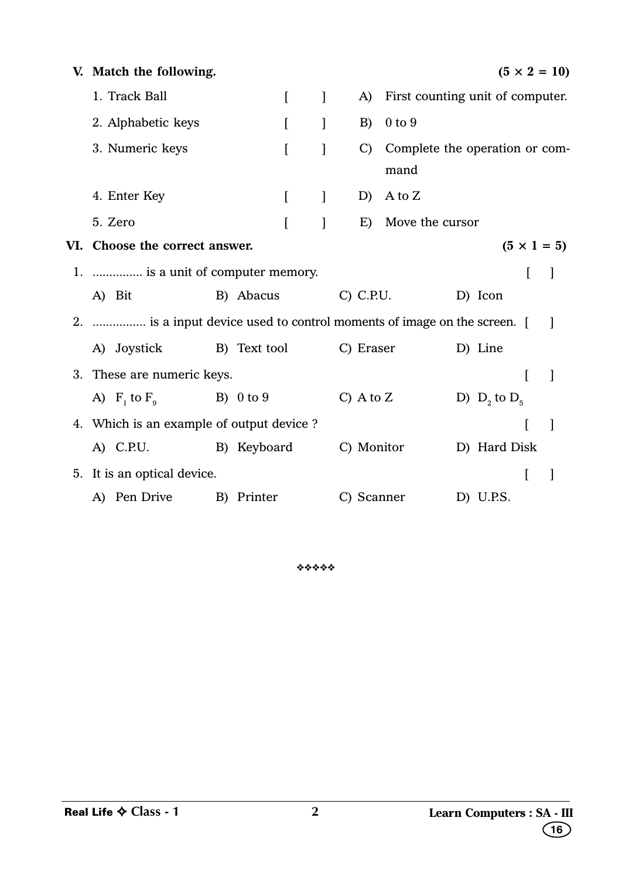**V. Match the following.** **(5 × 2 = 10)**

| | | | |
|---|---|---|---|
| 1. Track Ball | [ ] | A) | First counting unit of computer. |
| 2. Alphabetic keys | [ ] | B) | 0 to 9 |
| 3. Numeric keys | [ ] | C) | Complete the operation or command |
| 4. Enter Key | [ ] | D) | A to Z |
| 5. Zero | [ ] | E) | Move the cursor |

**VI. Choose the correct answer.** **(5 × 1 = 5)**

1. ............... is a unit of computer memory. [ ]

   A) Bit B) Abacus C) C.P.U. D) Icon

2. ................ is a input device used to control moments of image on the screen. [ ]

   A) Joystick B) Text tool C) Eraser D) Line

3. These are numeric keys. [ ]

   A) $F_1$ to $F_9$ B) 0 to 9 C) A to Z D) $D_2$ to $D_5$

4. Which is an example of output device ? [ ]

   A) C.P.U. B) Keyboard C) Monitor D) Hard Disk

5. It is an optical device. [ ]

   A) Pen Drive B) Printer C) Scanner D) U.P.S.

❖❖❖❖❖